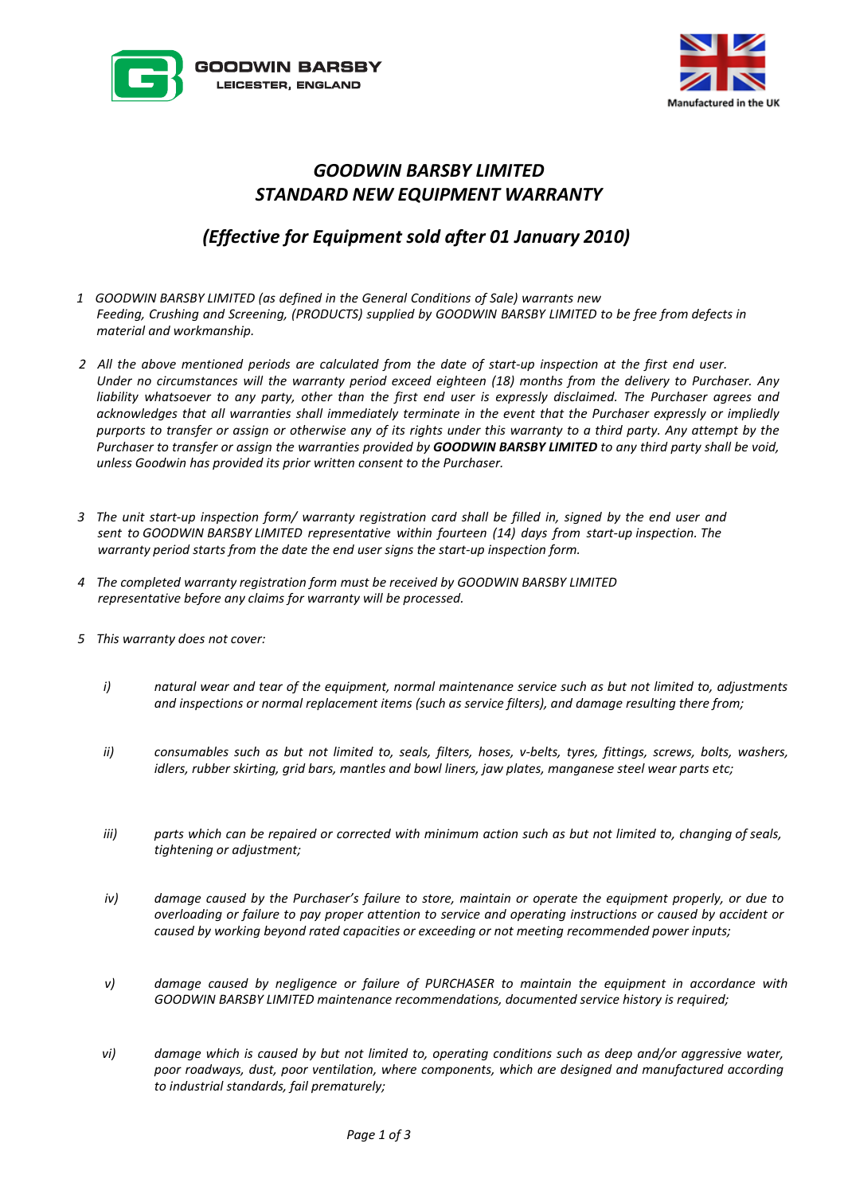GOODWIN BARSBY
LEICESTER, ENGLAND

Manufactured in the UK

# *GOODWIN BARSBY LIMITED*
# *STANDARD NEW EQUIPMENT WARRANTY*

## *(Effective for Equipment sold after 01 January 2010)*

1. *GOODWIN BARSBY LIMITED (as defined in the General Conditions of Sale) warrants new Feeding, Crushing and Screening, (PRODUCTS) supplied by GOODWIN BARSBY LIMITED to be free from defects in material and workmanship.*

2. *All the above mentioned periods are calculated from the date of start-up inspection at the first end user. Under no circumstances will the warranty period exceed eighteen (18) months from the delivery to Purchaser. Any liability whatsoever to any party, other than the first end user is expressly disclaimed. The Purchaser agrees and acknowledges that all warranties shall immediately terminate in the event that the Purchaser expressly or impliedly purports to transfer or assign or otherwise any of its rights under this warranty to a third party. Any attempt by the Purchaser to transfer or assign the warranties provided by* ***GOODWIN BARSBY LIMITED*** *to any third party shall be void, unless Goodwin has provided its prior written consent to the Purchaser.*

3. *The unit start-up inspection form/ warranty registration card shall be filled in, signed by the end user and sent to GOODWIN BARSBY LIMITED representative within fourteen (14) days from start-up inspection. The warranty period starts from the date the end user signs the start-up inspection form.*

4. *The completed warranty registration form must be received by GOODWIN BARSBY LIMITED representative before any claims for warranty will be processed.*

5. *This warranty does not cover:*

   i) *natural wear and tear of the equipment, normal maintenance service such as but not limited to, adjustments and inspections or normal replacement items (such as service filters), and damage resulting there from;*

   ii) *consumables such as but not limited to, seals, filters, hoses, v-belts, tyres, fittings, screws, bolts, washers, idlers, rubber skirting, grid bars, mantles and bowl liners, jaw plates, manganese steel wear parts etc;*

   iii) *parts which can be repaired or corrected with minimum action such as but not limited to, changing of seals, tightening or adjustment;*

   iv) *damage caused by the Purchaser's failure to store, maintain or operate the equipment properly, or due to overloading or failure to pay proper attention to service and operating instructions or caused by accident or caused by working beyond rated capacities or exceeding or not meeting recommended power inputs;*

   v) *damage caused by negligence or failure of PURCHASER to maintain the equipment in accordance with GOODWIN BARSBY LIMITED maintenance recommendations, documented service history is required;*

   vi) *damage which is caused by but not limited to, operating conditions such as deep and/or aggressive water, poor roadways, dust, poor ventilation, where components, which are designed and manufactured according to industrial standards, fail prematurely;*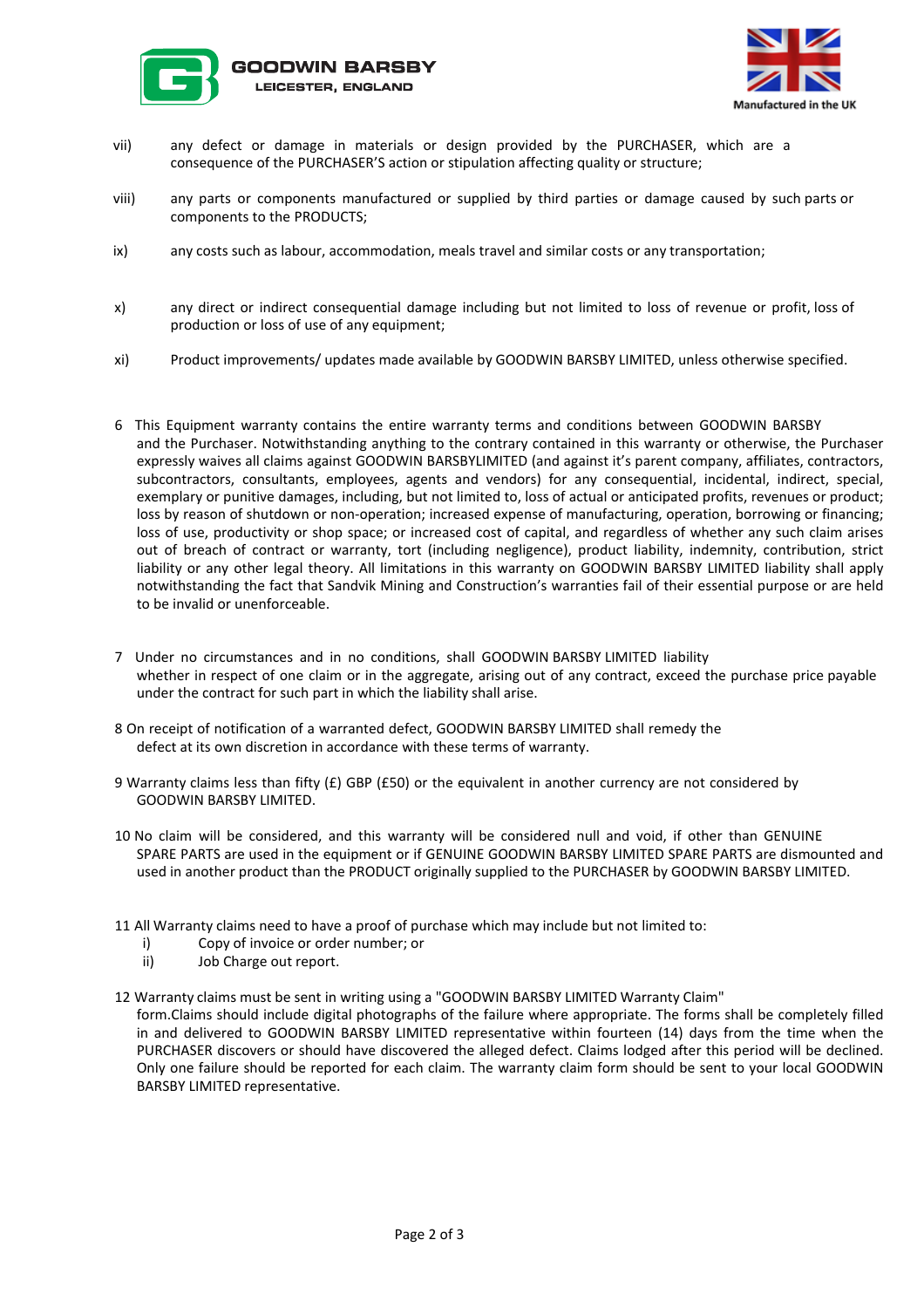vii) any defect or damage in materials or design provided by the PURCHASER, which are a consequence of the PURCHASER'S action or stipulation affecting quality or structure;

viii) any parts or components manufactured or supplied by third parties or damage caused by such parts or components to the PRODUCTS;

ix) any costs such as labour, accommodation, meals travel and similar costs or any transportation;

x) any direct or indirect consequential damage including but not limited to loss of revenue or profit, loss of production or loss of use of any equipment;

xi) Product improvements/ updates made available by GOODWIN BARSBY LIMITED, unless otherwise specified.

6 This Equipment warranty contains the entire warranty terms and conditions between GOODWIN BARSBY and the Purchaser. Notwithstanding anything to the contrary contained in this warranty or otherwise, the Purchaser expressly waives all claims against GOODWIN BARSBYLIMITED (and against it's parent company, affiliates, contractors, subcontractors, consultants, employees, agents and vendors) for any consequential, incidental, indirect, special, exemplary or punitive damages, including, but not limited to, loss of actual or anticipated profits, revenues or product; loss by reason of shutdown or non-operation; increased expense of manufacturing, operation, borrowing or financing; loss of use, productivity or shop space; or increased cost of capital, and regardless of whether any such claim arises out of breach of contract or warranty, tort (including negligence), product liability, indemnity, contribution, strict liability or any other legal theory. All limitations in this warranty on GOODWIN BARSBY LIMITED liability shall apply notwithstanding the fact that Sandvik Mining and Construction's warranties fail of their essential purpose or are held to be invalid or unenforceable.

7 Under no circumstances and in no conditions, shall GOODWIN BARSBY LIMITED liability whether in respect of one claim or in the aggregate, arising out of any contract, exceed the purchase price payable under the contract for such part in which the liability shall arise.

8 On receipt of notification of a warranted defect, GOODWIN BARSBY LIMITED shall remedy the defect at its own discretion in accordance with these terms of warranty.

9 Warranty claims less than fifty (£) GBP (£50) or the equivalent in another currency are not considered by GOODWIN BARSBY LIMITED.

10 No claim will be considered, and this warranty will be considered null and void, if other than GENUINE SPARE PARTS are used in the equipment or if GENUINE GOODWIN BARSBY LIMITED SPARE PARTS are dismounted and used in another product than the PRODUCT originally supplied to the PURCHASER by GOODWIN BARSBY LIMITED.

11 All Warranty claims need to have a proof of purchase which may include but not limited to:

- i) Copy of invoice or order number; or
- ii) Job Charge out report.

12 Warranty claims must be sent in writing using a "GOODWIN BARSBY LIMITED Warranty Claim" form.Claims should include digital photographs of the failure where appropriate. The forms shall be completely filled in and delivered to GOODWIN BARSBY LIMITED representative within fourteen (14) days from the time when the PURCHASER discovers or should have discovered the alleged defect. Claims lodged after this period will be declined. Only one failure should be reported for each claim. The warranty claim form should be sent to your local GOODWIN BARSBY LIMITED representative.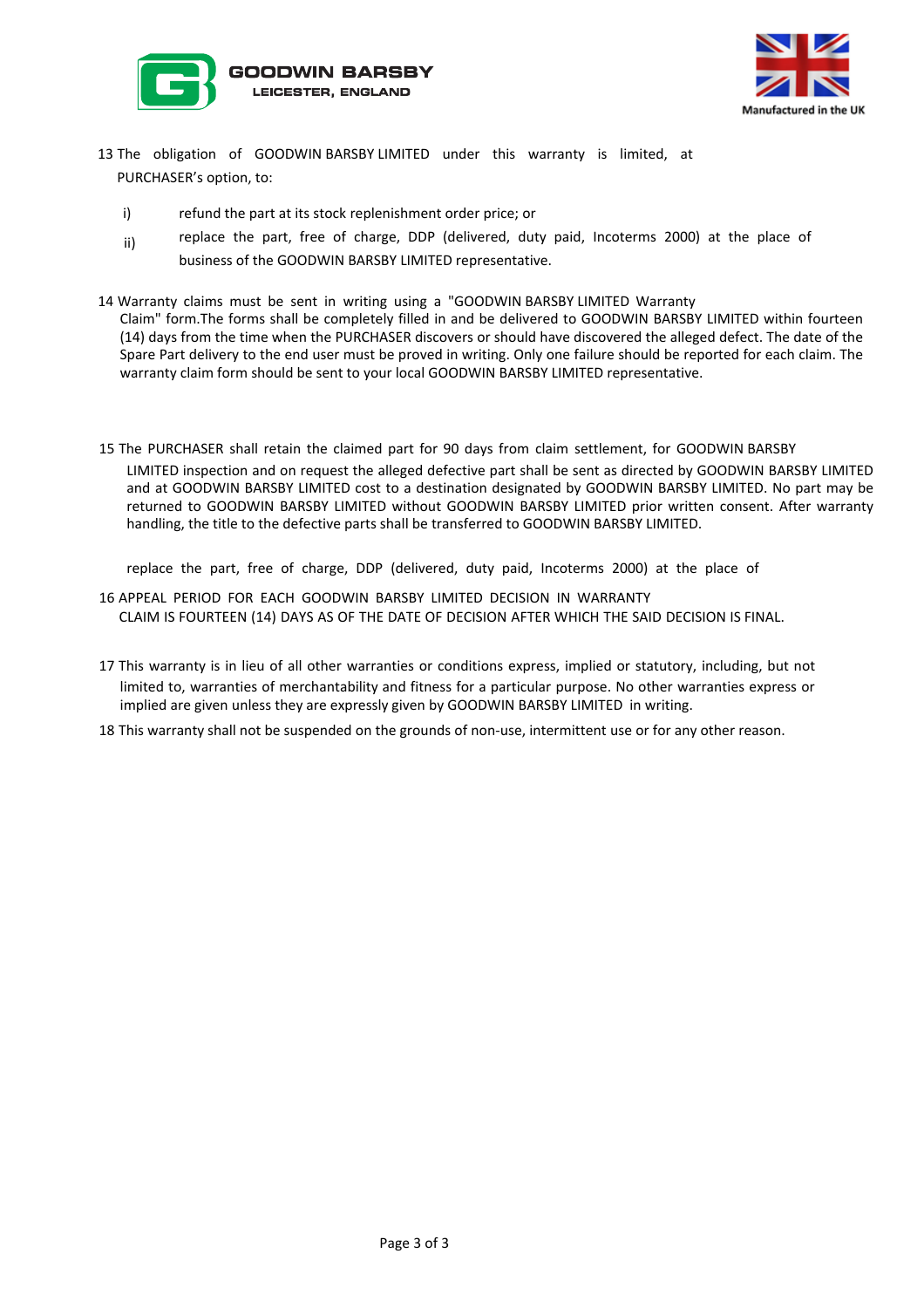13 The obligation of GOODWIN BARSBY LIMITED under this warranty is limited, at PURCHASER's option, to:

i) refund the part at its stock replenishment order price; or

ii) replace the part, free of charge, DDP (delivered, duty paid, Incoterms 2000) at the place of business of the GOODWIN BARSBY LIMITED representative.

14 Warranty claims must be sent in writing using a "GOODWIN BARSBY LIMITED Warranty Claim" form.The forms shall be completely filled in and be delivered to GOODWIN BARSBY LIMITED within fourteen (14) days from the time when the PURCHASER discovers or should have discovered the alleged defect. The date of the Spare Part delivery to the end user must be proved in writing. Only one failure should be reported for each claim. The warranty claim form should be sent to your local GOODWIN BARSBY LIMITED representative.

15 The PURCHASER shall retain the claimed part for 90 days from claim settlement, for GOODWIN BARSBY LIMITED inspection and on request the alleged defective part shall be sent as directed by GOODWIN BARSBY LIMITED and at GOODWIN BARSBY LIMITED cost to a destination designated by GOODWIN BARSBY LIMITED. No part may be returned to GOODWIN BARSBY LIMITED without GOODWIN BARSBY LIMITED prior written consent. After warranty handling, the title to the defective parts shall be transferred to GOODWIN BARSBY LIMITED.

replace the part, free of charge, DDP (delivered, duty paid, Incoterms 2000) at the place of

16 APPEAL PERIOD FOR EACH GOODWIN BARSBY LIMITED DECISION IN WARRANTY CLAIM IS FOURTEEN (14) DAYS AS OF THE DATE OF DECISION AFTER WHICH THE SAID DECISION IS FINAL.

17 This warranty is in lieu of all other warranties or conditions express, implied or statutory, including, but not limited to, warranties of merchantability and fitness for a particular purpose. No other warranties express or implied are given unless they are expressly given by GOODWIN BARSBY LIMITED in writing.

18 This warranty shall not be suspended on the grounds of non-use, intermittent use or for any other reason.